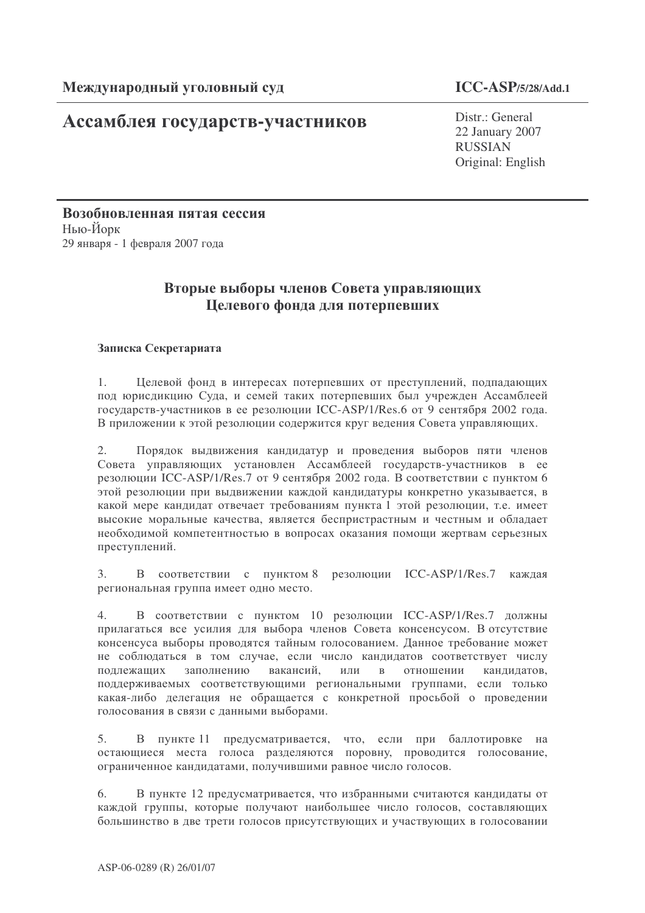**Международный уголовный суд** **ICC-ASP/5/28/Add.1**

# Ассамблея государств-участников

Distr.: General
22 January 2007
RUSSIAN
Original: English

**Возобновленная пятая сессия**
Нью-Йорк
29 января - 1 февраля 2007 года

## Вторые выборы членов Совета управляющих Целевого фонда для потерпевших

**Записка Секретариата**

1. Целевой фонд в интересах потерпевших от преступлений, подпадающих под юрисдикцию Суда, и семей таких потерпевших был учрежден Ассамблеей государств-участников в ее резолюции ICC-ASP/1/Res.6 от 9 сентября 2002 года. В приложении к этой резолюции содержится круг ведения Совета управляющих.

2. Порядок выдвижения кандидатур и проведения выборов пяти членов Совета управляющих установлен Ассамблеей государств-участников в ее резолюции ICC-ASP/1/Res.7 от 9 сентября 2002 года. В соответствии с пунктом 6 этой резолюции при выдвижении каждой кандидатуры конкретно указывается, в какой мере кандидат отвечает требованиям пункта 1 этой резолюции, т.е. имеет высокие моральные качества, является беспристрастным и честным и обладает необходимой компетентностью в вопросах оказания помощи жертвам серьезных преступлений.

3. В соответствии с пунктом 8 резолюции ICC-ASP/1/Res.7 каждая региональная группа имеет одно место.

4. В соответствии с пунктом 10 резолюции ICC-ASP/1/Res.7 должны прилагаться все усилия для выбора членов Совета консенсусом. В отсутствие консенсуса выборы проводятся тайным голосованием. Данное требование может не соблюдаться в том случае, если число кандидатов соответствует числу подлежащих заполнению вакансий, или в отношении кандидатов, поддерживаемых соответствующими региональными группами, если только какая-либо делегация не обращается с конкретной просьбой о проведении голосования в связи с данными выборами.

5. В пункте 11 предусматривается, что, если при баллотировке на остающиеся места голоса разделяются поровну, проводится голосование, ограниченное кандидатами, получившими равное число голосов.

6. В пункте 12 предусматривается, что избранными считаются кандидаты от каждой группы, которые получают наибольшее число голосов, составляющих большинство в две трети голосов присутствующих и участвующих в голосовании

ASP-06-0289 (R) 26/01/07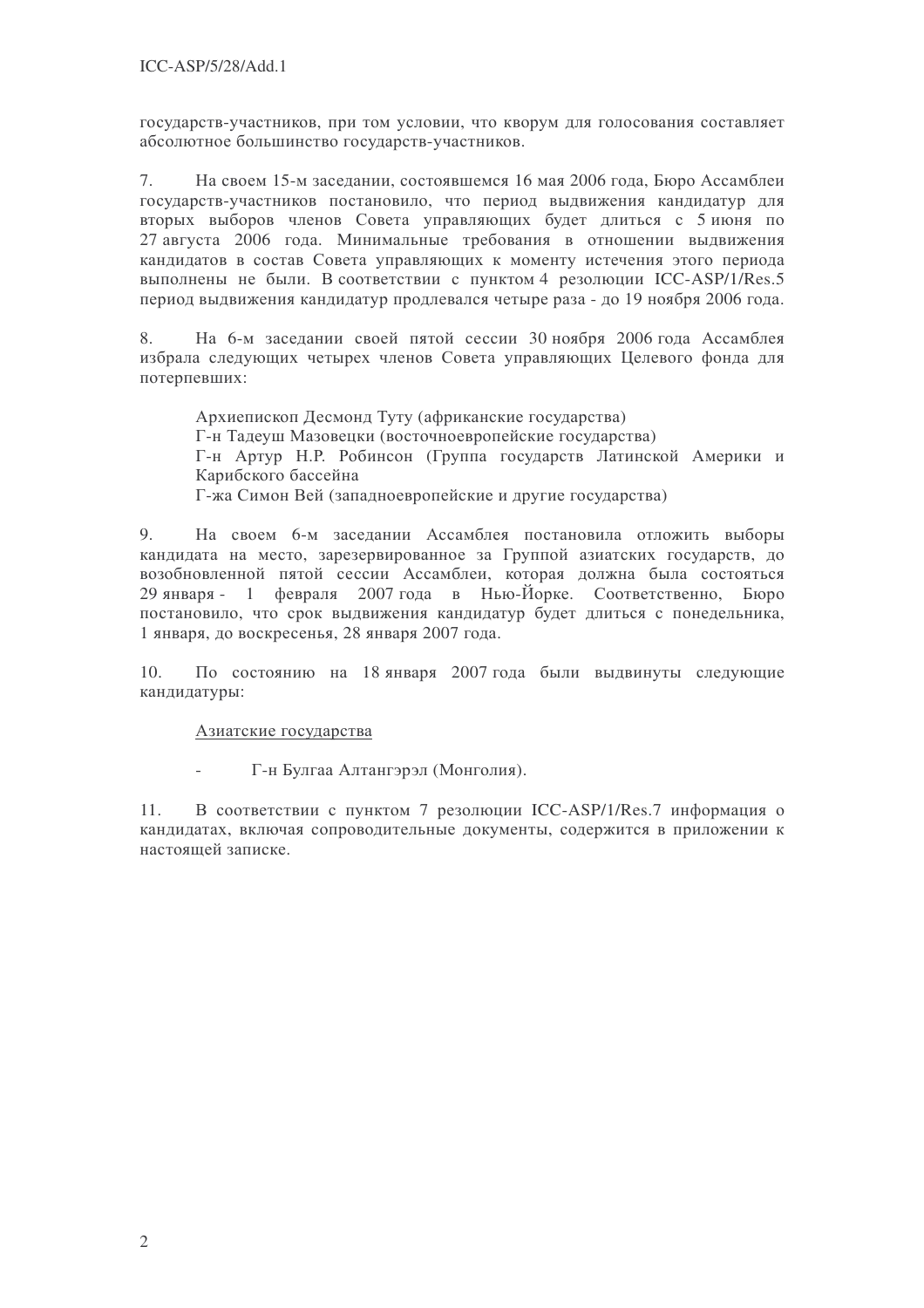государств-участников, при том условии, что кворум для голосования составляет абсолютное большинство государств-участников.

7. На своем 15-м заседании, состоявшемся 16 мая 2006 года, Бюро Ассамблеи государств-участников постановило, что период выдвижения кандидатур для вторых выборов членов Совета управляющих будет длиться с 5 июня по 27 августа 2006 года. Минимальные требования в отношении выдвижения кандидатов в состав Совета управляющих к моменту истечения этого периода выполнены не были. В соответствии с пунктом 4 резолюции ICC-ASP/1/Res.5 период выдвижения кандидатур продлевался четыре раза - до 19 ноября 2006 года.

8. На 6-м заседании своей пятой сессии 30 ноября 2006 года Ассамблея избрала следующих четырех членов Совета управляющих Целевого фонда для потерпевших:

Архиепископ Десмонд Туту (африканские государства)
Г-н Тадеуш Мазовецки (восточноевропейские государства)
Г-н Артур Н.Р. Робинсон (Группа государств Латинской Америки и Карибского бассейна
Г-жа Симон Вей (западноевропейские и другие государства)

9. На своем 6-м заседании Ассамблея постановила отложить выборы кандидата на место, зарезервированное за Группой азиатских государств, до возобновленной пятой сессии Ассамблеи, которая должна была состояться 29 января - 1 февраля 2007 года в Нью-Йорке. Соответственно, Бюро постановило, что срок выдвижения кандидатур будет длиться с понедельника, 1 января, до воскресенья, 28 января 2007 года.

10. По состоянию на 18 января 2007 года были выдвинуты следующие кандидатуры:

<u>Азиатские государства</u>

- Г-н Булгаа Алтангэрэл (Монголия).

11. В соответствии с пунктом 7 резолюции ICC-ASP/1/Res.7 информация о кандидатах, включая сопроводительные документы, содержится в приложении к настоящей записке.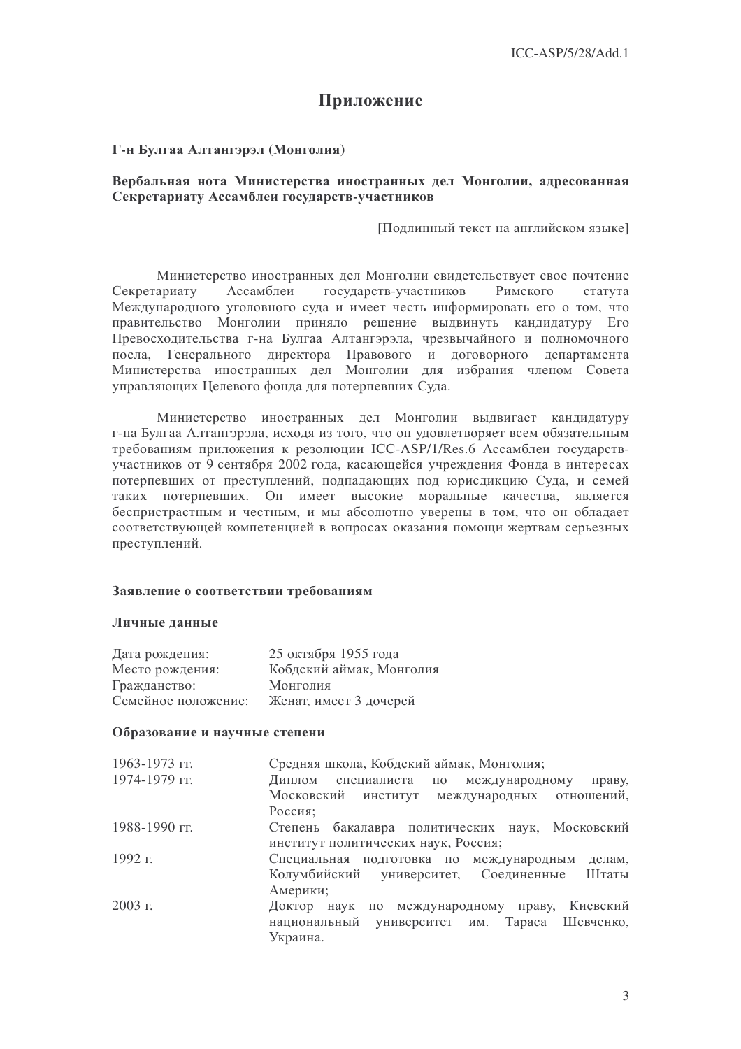# Приложение

**Г-н Булгаа Алтангэрэл (Монголия)**

**Вербальная нота Министерства иностранных дел Монголии, адресованная Секретариату Ассамблеи государств-участников**

[Подлинный текст на английском языке]

Министерство иностранных дел Монголии свидетельствует свое почтение Секретариату Ассамблеи государств-участников Римского статута Международного уголовного суда и имеет честь информировать его о том, что правительство Монголии приняло решение выдвинуть кандидатуру Его Превосходительства г-на Булгаа Алтангэрэла, чрезвычайного и полномочного посла, Генерального директора Правового и договорного департамента Министерства иностранных дел Монголии для избрания членом Совета управляющих Целевого фонда для потерпевших Суда.

Министерство иностранных дел Монголии выдвигает кандидатуру г-на Булгаа Алтангэрэла, исходя из того, что он удовлетворяет всем обязательным требованиям приложения к резолюции ICC-ASP/1/Res.6 Ассамблеи государств-участников от 9 сентября 2002 года, касающейся учреждения Фонда в интересах потерпевших от преступлений, подпадающих под юрисдикцию Суда, и семей таких потерпевших. Он имеет высокие моральные качества, является беспристрастным и честным, и мы абсолютно уверены в том, что он обладает соответствующей компетенцией в вопросах оказания помощи жертвам серьезных преступлений.

**Заявление о соответствии требованиям**

**Личные данные**

| | |
|---|---|
| Дата рождения: | 25 октября 1955 года |
| Место рождения: | Кобдский аймак, Монголия |
| Гражданство: | Монголия |
| Семейное положение: | Женат, имеет 3 дочерей |

**Образование и научные степени**

| | |
|---|---|
| 1963-1973 гг. | Средняя школа, Кобдский аймак, Монголия; |
| 1974-1979 гг. | Диплом специалиста по международному праву, Московский институт международных отношений, Россия; |
| 1988-1990 гг. | Степень бакалавра политических наук, Московский институт политических наук, Россия; |
| 1992 г. | Специальная подготовка по международным делам, Колумбийский университет, Соединенные Штаты Америки; |
| 2003 г. | Доктор наук по международному праву, Киевский национальный университет им. Тараса Шевченко, Украина. |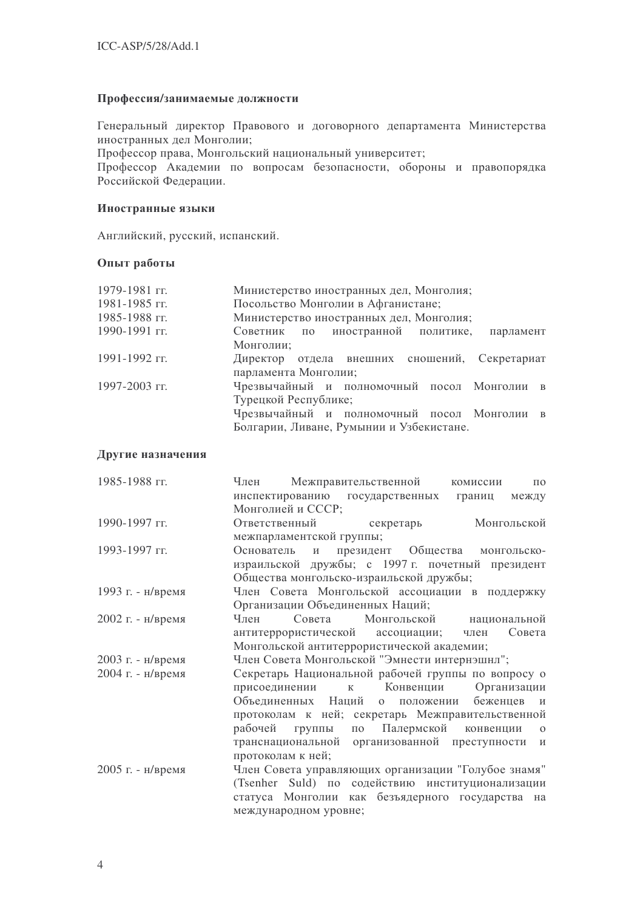### Профессия/занимаемые должности

Генеральный директор Правового и договорного департамента Министерства иностранных дел Монголии;
Профессор права, Монгольский национальный университет;
Профессор Академии по вопросам безопасности, обороны и правопорядка Российской Федерации.

### Иностранные языки

Английский, русский, испанский.

### Опыт работы

| | |
|---|---|
| 1979-1981 гг. | Министерство иностранных дел, Монголия; |
| 1981-1985 гг. | Посольство Монголии в Афганистане; |
| 1985-1988 гг. | Министерство иностранных дел, Монголия; |
| 1990-1991 гг. | Советник по иностранной политике, парламент Монголии; |
| 1991-1992 гг. | Директор отдела внешних сношений, Секретариат парламента Монголии; |
| 1997-2003 гг. | Чрезвычайный и полномочный посол Монголии в Турецкой Республике; Чрезвычайный и полномочный посол Монголии в Болгарии, Ливане, Румынии и Узбекистане. |

### Другие назначения

| | |
|---|---|
| 1985-1988 гг. | Член Межправительственной комиссии по инспектированию государственных границ между Монголией и СССР; |
| 1990-1997 гг. | Ответственный секретарь Монгольской межпарламентской группы; |
| 1993-1997 гг. | Основатель и президент Общества монгольско-израильской дружбы; с 1997 г. почетный президент Общества монгольско-израильской дружбы; |
| 1993 г. - н/время | Член Совета Монгольской ассоциации в поддержку Организации Объединенных Наций; |
| 2002 г. - н/время | Член Совета Монгольской национальной антитеррористической ассоциации; член Совета Монгольской антитеррористической академии; |
| 2003 г. - н/время | Член Совета Монгольской "Эмнести интернэшнл"; |
| 2004 г. - н/время | Секретарь Национальной рабочей группы по вопросу о присоединении к Конвенции Организации Объединенных Наций о положении беженцев и протоколам к ней; секретарь Межправительственной рабочей группы по Палермской конвенции о транснациональной организованной преступности и протоколам к ней; |
| 2005 г. - н/время | Член Совета управляющих организации "Голубое знамя" (Tsenher Suld) по содействию институционализации статуса Монголии как безъядерного государства на международном уровне; |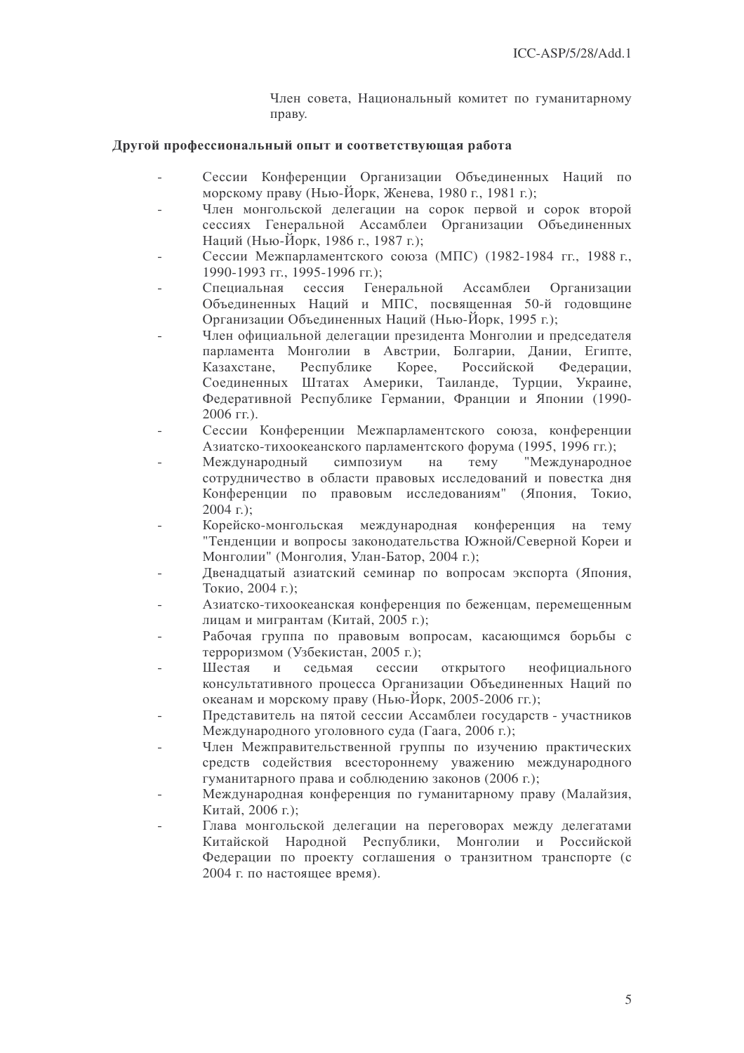Член совета, Национальный комитет по гуманитарному праву.

**Другой профессиональный опыт и соответствующая работа**

- Сессии Конференции Организации Объединенных Наций по морскому праву (Нью-Йорк, Женева, 1980 г., 1981 г.);
- Член монгольской делегации на сорок первой и сорок второй сессиях Генеральной Ассамблеи Организации Объединенных Наций (Нью-Йорк, 1986 г., 1987 г.);
- Сессии Межпарламентского союза (МПС) (1982-1984 гг., 1988 г., 1990-1993 гг., 1995-1996 гг.);
- Специальная сессия Генеральной Ассамблеи Организации Объединенных Наций и МПС, посвященная 50-й годовщине Организации Объединенных Наций (Нью-Йорк, 1995 г.);
- Член официальной делегации президента Монголии и председателя парламента Монголии в Австрии, Болгарии, Дании, Египте, Казахстане, Республике Корее, Российской Федерации, Соединенных Штатах Америки, Таиланде, Турции, Украине, Федеративной Республике Германии, Франции и Японии (1990-2006 гг.).
- Сессии Конференции Межпарламентского союза, конференции Азиатско-тихоокеанского парламентского форума (1995, 1996 гг.);
- Международный симпозиум на тему "Международное сотрудничество в области правовых исследований и повестка дня Конференции по правовым исследованиям" (Япония, Токио, 2004 г.);
- Корейско-монгольская международная конференция на тему "Тенденции и вопросы законодательства Южной/Северной Кореи и Монголии" (Монголия, Улан-Батор, 2004 г.);
- Двенадцатый азиатский семинар по вопросам экспорта (Япония, Токио, 2004 г.);
- Азиатско-тихоокеанская конференция по беженцам, перемещенным лицам и мигрантам (Китай, 2005 г.);
- Рабочая группа по правовым вопросам, касающимся борьбы с терроризмом (Узбекистан, 2005 г.);
- Шестая и седьмая сессии открытого неофициального консультативного процесса Организации Объединенных Наций по океанам и морскому праву (Нью-Йорк, 2005-2006 гг.);
- Представитель на пятой сессии Ассамблеи государств - участников Международного уголовного суда (Гаага, 2006 г.);
- Член Межправительственной группы по изучению практических средств содействия всестороннему уважению международного гуманитарного права и соблюдению законов (2006 г.);
- Международная конференция по гуманитарному праву (Малайзия, Китай, 2006 г.);
- Глава монгольской делегации на переговорах между делегатами Китайской Народной Республики, Монголии и Российской Федерации по проекту соглашения о транзитном транспорте (с 2004 г. по настоящее время).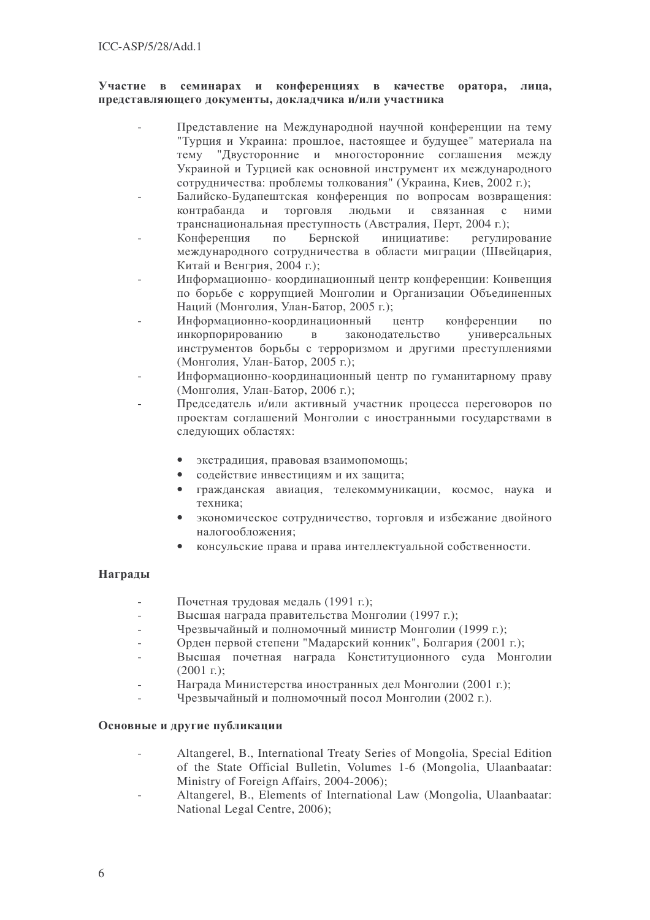**Участие в семинарах и конференциях в качестве оратора, лица, представляющего документы, докладчика и/или участника**

- Представление на Международной научной конференции на тему "Турция и Украина: прошлое, настоящее и будущее" материала на тему "Двусторонние и многосторонние соглашения между Украиной и Турцией как основной инструмент их международного сотрудничества: проблемы толкования" (Украина, Киев, 2002 г.);
- Балийско-Будапештская конференция по вопросам возвращения: контрабанда и торговля людьми и связанная с ними транснациональная преступность (Австралия, Перт, 2004 г.);
- Конференция по Бернской инициативе: регулирование международного сотрудничества в области миграции (Швейцария, Китай и Венгрия, 2004 г.);
- Информационно- координационный центр конференции: Конвенция по борьбе с коррупцией Монголии и Организации Объединенных Наций (Монголия, Улан-Батор, 2005 г.);
- Информационно-координационный центр конференции по инкорпорированию в законодательство универсальных инструментов борьбы с терроризмом и другими преступлениями (Монголия, Улан-Батор, 2005 г.);
- Информационно-координационный центр по гуманитарному праву (Монголия, Улан-Батор, 2006 г.);
- Председатель и/или активный участник процесса переговоров по проектам соглашений Монголии с иностранными государствами в следующих областях:
  - экстрадиция, правовая взаимопомощь;
  - содействие инвестициям и их защита;
  - гражданская авиация, телекоммуникации, космос, наука и техника;
  - экономическое сотрудничество, торговля и избежание двойного налогообложения;
  - консульские права и права интеллектуальной собственности.

**Награды**

- Почетная трудовая медаль (1991 г.);
- Высшая награда правительства Монголии (1997 г.);
- Чрезвычайный и полномочный министр Монголии (1999 г.);
- Орден первой степени "Мадарский конник", Болгария (2001 г.);
- Высшая почетная награда Конституционного суда Монголии (2001 г.);
- Награда Министерства иностранных дел Монголии (2001 г.);
- Чрезвычайный и полномочный посол Монголии (2002 г.).

**Основные и другие публикации**

- Altangerel, B., International Treaty Series of Mongolia, Special Edition of the State Official Bulletin, Volumes 1-6 (Mongolia, Ulaanbaatar: Ministry of Foreign Affairs, 2004-2006);
- Altangerel, B., Elements of International Law (Mongolia, Ulaanbaatar: National Legal Centre, 2006);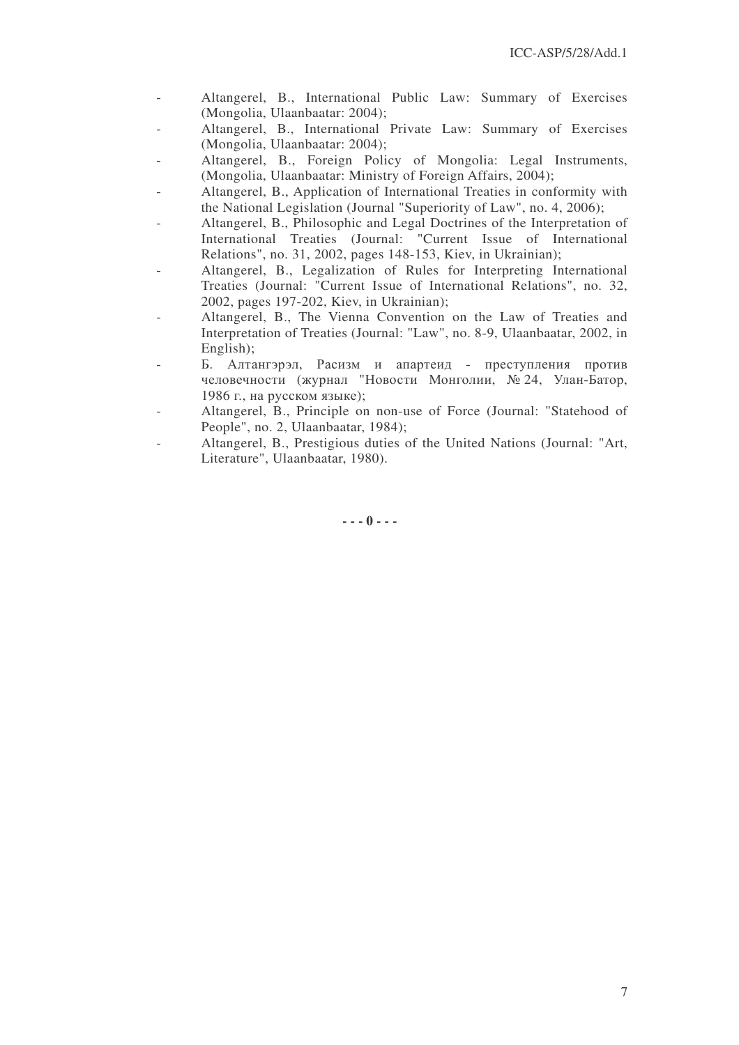- Altangerel, B., International Public Law: Summary of Exercises (Mongolia, Ulaanbaatar: 2004);
- Altangerel, B., International Private Law: Summary of Exercises (Mongolia, Ulaanbaatar: 2004);
- Altangerel, B., Foreign Policy of Mongolia: Legal Instruments, (Mongolia, Ulaanbaatar: Ministry of Foreign Affairs, 2004);
- Altangerel, B., Application of International Treaties in conformity with the National Legislation (Journal "Superiority of Law", no. 4, 2006);
- Altangerel, B., Philosophic and Legal Doctrines of the Interpretation of International Treaties (Journal: "Current Issue of International Relations", no. 31, 2002, pages 148-153, Kiev, in Ukrainian);
- Altangerel, B., Legalization of Rules for Interpreting International Treaties (Journal: "Current Issue of International Relations", no. 32, 2002, pages 197-202, Kiev, in Ukrainian);
- Altangerel, B., The Vienna Convention on the Law of Treaties and Interpretation of Treaties (Journal: "Law", no. 8-9, Ulaanbaatar, 2002, in English);
- Б. Алтангэрэл, Расизм и апартеид - преступления против человечности (журнал "Новости Монголии, № 24, Улан-Батор, 1986 г., на русском языке);
- Altangerel, B., Principle on non-use of Force (Journal: "Statehood of People", no. 2, Ulaanbaatar, 1984);
- Altangerel, B., Prestigious duties of the United Nations (Journal: "Art, Literature", Ulaanbaatar, 1980).

**- - - 0 - - -**